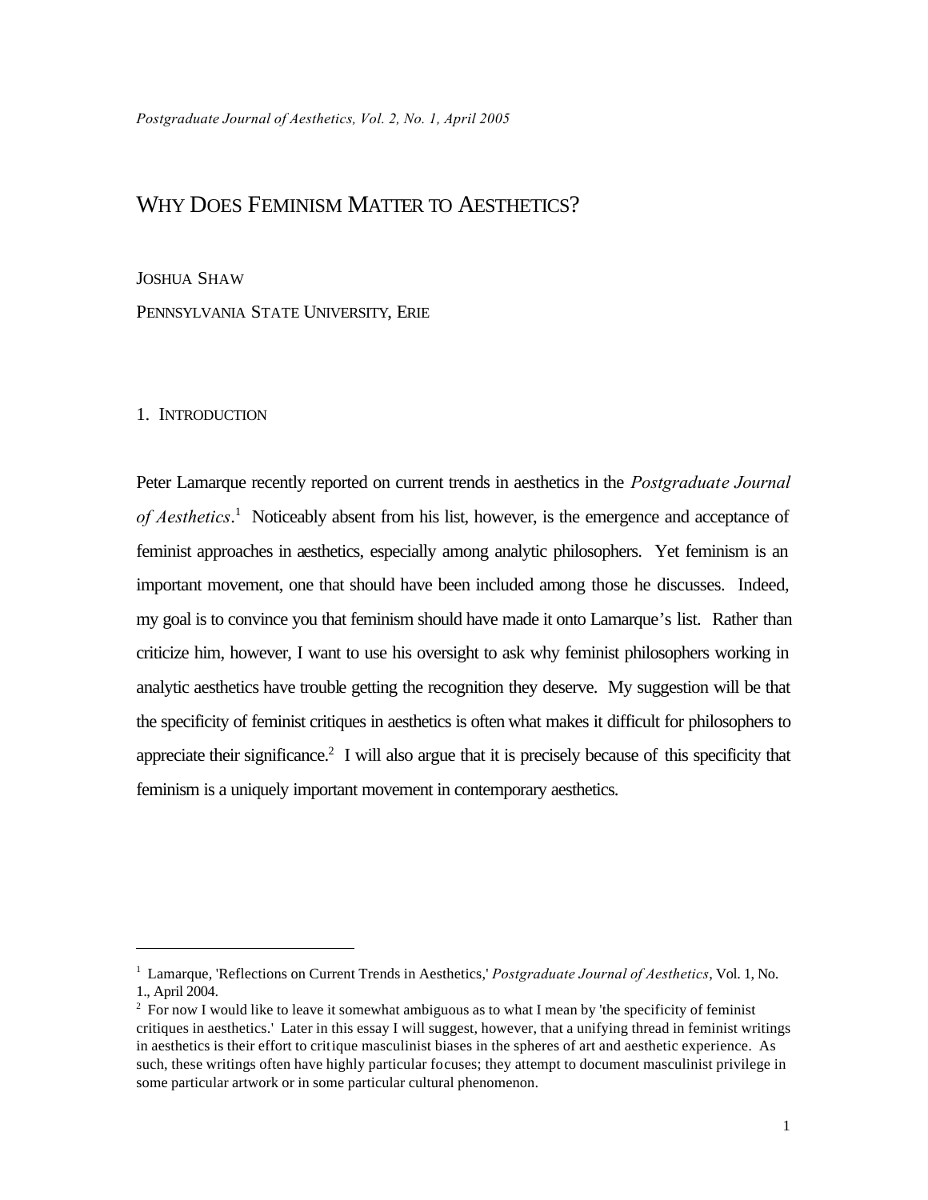# WHY DOES FEMINISM MATTER TO AESTHETICS?

JOSHUA SHAW

PENNSYLVANIA STATE UNIVERSITY, ERIE

## 1. INTRODUCTION

Peter Lamarque recently reported on current trends in aesthetics in the *Postgraduate Journal of Aesthetics*.[1] Noticeably absent from his list, however, is the emergence and acceptance of feminist approaches in aesthetics, especially among analytic philosophers. Yet feminism is an important movement, one that should have been included among those he discusses. Indeed, my goal is to convince you that feminism should have made it onto Lamarque's list. Rather than criticize him, however, I want to use his oversight to ask why feminist philosophers working in analytic aesthetics have trouble getting the recognition they deserve. My suggestion will be that the specificity of feminist critiques in aesthetics is often what makes it difficult for philosophers to appreciate their significance.[2] I will also argue that it is precisely because of this specificity that feminism is a uniquely important movement in contemporary aesthetics.

---

[1] Lamarque, 'Reflections on Current Trends in Aesthetics,' *Postgraduate Journal of Aesthetics*, Vol. 1, No. 1., April 2004.

[2] For now I would like to leave it somewhat ambiguous as to what I mean by 'the specificity of feminist critiques in aesthetics.' Later in this essay I will suggest, however, that a unifying thread in feminist writings in aesthetics is their effort to critique masculinist biases in the spheres of art and aesthetic experience. As such, these writings often have highly particular focuses; they attempt to document masculinist privilege in some particular artwork or in some particular cultural phenomenon.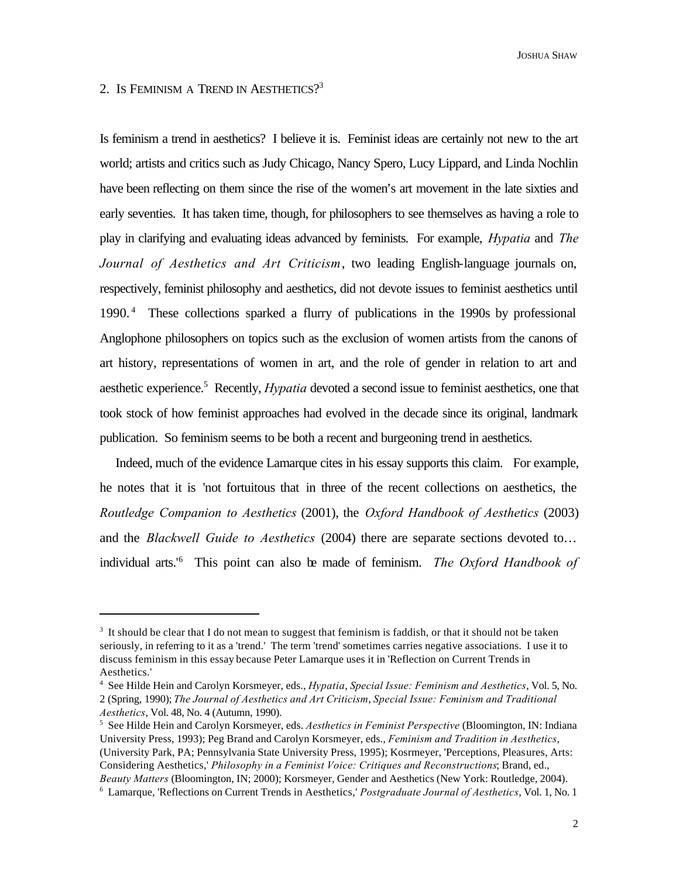## 2. Is Feminism a Trend in Aesthetics?[3]

Is feminism a trend in aesthetics? I believe it is. Feminist ideas are certainly not new to the art world; artists and critics such as Judy Chicago, Nancy Spero, Lucy Lippard, and Linda Nochlin have been reflecting on them since the rise of the women's art movement in the late sixties and early seventies. It has taken time, though, for philosophers to see themselves as having a role to play in clarifying and evaluating ideas advanced by feminists. For example, *Hypatia* and *The Journal of Aesthetics and Art Criticism*, two leading English-language journals on, respectively, feminist philosophy and aesthetics, did not devote issues to feminist aesthetics until 1990.[4] These collections sparked a flurry of publications in the 1990s by professional Anglophone philosophers on topics such as the exclusion of women artists from the canons of art history, representations of women in art, and the role of gender in relation to art and aesthetic experience.[5] Recently, *Hypatia* devoted a second issue to feminist aesthetics, one that took stock of how feminist approaches had evolved in the decade since its original, landmark publication. So feminism seems to be both a recent and burgeoning trend in aesthetics.

Indeed, much of the evidence Lamarque cites in his essay supports this claim. For example, he notes that it is 'not fortuitous that in three of the recent collections on aesthetics, the *Routledge Companion to Aesthetics* (2001), the *Oxford Handbook of Aesthetics* (2003) and the *Blackwell Guide to Aesthetics* (2004) there are separate sections devoted to… individual arts.'[6] This point can also be made of feminism. *The Oxford Handbook of*

---

[3] It should be clear that I do not mean to suggest that feminism is faddish, or that it should not be taken seriously, in referring to it as a 'trend.' The term 'trend' sometimes carries negative associations. I use it to discuss feminism in this essay because Peter Lamarque uses it in 'Reflection on Current Trends in Aesthetics.'

[4] See Hilde Hein and Carolyn Korsmeyer, eds., *Hypatia*, *Special Issue: Feminism and Aesthetics*, Vol. 5, No. 2 (Spring, 1990); *The Journal of Aesthetics and Art Criticism*, *Special Issue: Feminism and Traditional Aesthetics*, Vol. 48, No. 4 (Autumn, 1990).

[5] See Hilde Hein and Carolyn Korsmeyer, eds. *Aesthetics in Feminist Perspective* (Bloomington, IN: Indiana University Press, 1993); Peg Brand and Carolyn Korsmeyer, eds., *Feminism and Tradition in Aesthetics*, (University Park, PA; Pennsylvania State University Press, 1995); Kosrmeyer, 'Perceptions, Pleasures, Arts: Considering Aesthetics,' *Philosophy in a Feminist Voice: Critiques and Reconstructions*; Brand, ed., *Beauty Matters* (Bloomington, IN; 2000); Korsmeyer, Gender and Aesthetics (New York: Routledge, 2004).

[6] Lamarque, 'Reflections on Current Trends in Aesthetics,' *Postgraduate Journal of Aesthetics*, Vol. 1, No. 1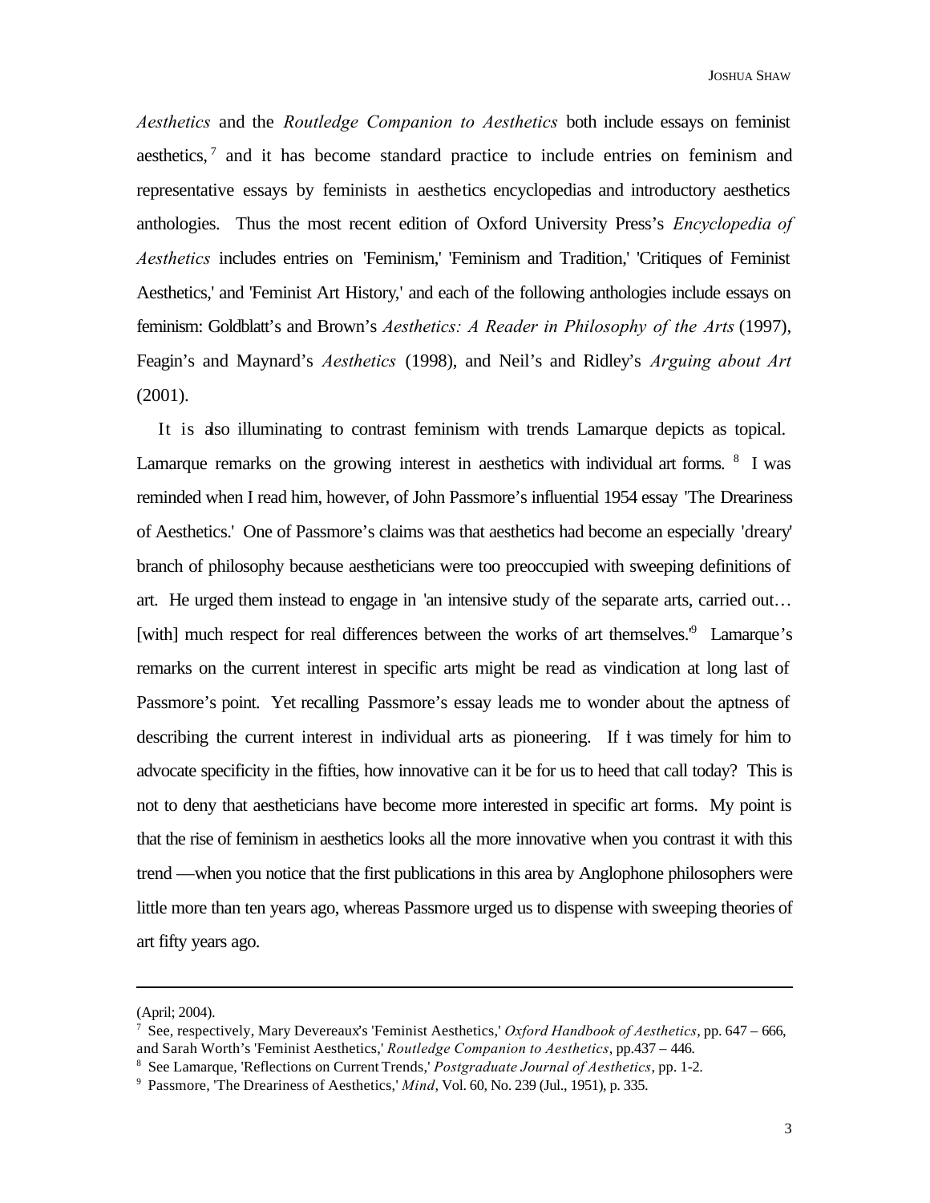*Aesthetics* and the *Routledge Companion to Aesthetics* both include essays on feminist aesthetics,[7] and it has become standard practice to include entries on feminism and representative essays by feminists in aesthetics encyclopedias and introductory aesthetics anthologies. Thus the most recent edition of Oxford University Press's *Encyclopedia of Aesthetics* includes entries on 'Feminism,' 'Feminism and Tradition,' 'Critiques of Feminist Aesthetics,' and 'Feminist Art History,' and each of the following anthologies include essays on feminism: Goldblatt's and Brown's *Aesthetics: A Reader in Philosophy of the Arts* (1997), Feagin's and Maynard's *Aesthetics* (1998), and Neil's and Ridley's *Arguing about Art* (2001).

It is also illuminating to contrast feminism with trends Lamarque depicts as topical. Lamarque remarks on the growing interest in aesthetics with individual art forms.[8] I was reminded when I read him, however, of John Passmore's influential 1954 essay 'The Dreariness of Aesthetics.' One of Passmore's claims was that aesthetics had become an especially 'dreary' branch of philosophy because aestheticians were too preoccupied with sweeping definitions of art. He urged them instead to engage in 'an intensive study of the separate arts, carried out… [with] much respect for real differences between the works of art themselves.'[9] Lamarque's remarks on the current interest in specific arts might be read as vindication at long last of Passmore's point. Yet recalling Passmore's essay leads me to wonder about the aptness of describing the current interest in individual arts as pioneering. If it was timely for him to advocate specificity in the fifties, how innovative can it be for us to heed that call today? This is not to deny that aestheticians have become more interested in specific art forms. My point is that the rise of feminism in aesthetics looks all the more innovative when you contrast it with this trend —when you notice that the first publications in this area by Anglophone philosophers were little more than ten years ago, whereas Passmore urged us to dispense with sweeping theories of art fifty years ago.

---

(April; 2004).

[7] See, respectively, Mary Devereaux's 'Feminist Aesthetics,' *Oxford Handbook of Aesthetics*, pp. 647 – 666, and Sarah Worth's 'Feminist Aesthetics,' *Routledge Companion to Aesthetics*, pp.437 – 446.

[8] See Lamarque, 'Reflections on Current Trends,' *Postgraduate Journal of Aesthetics*, pp. 1-2.

[9] Passmore, 'The Dreariness of Aesthetics,' *Mind*, Vol. 60, No. 239 (Jul., 1951), p. 335.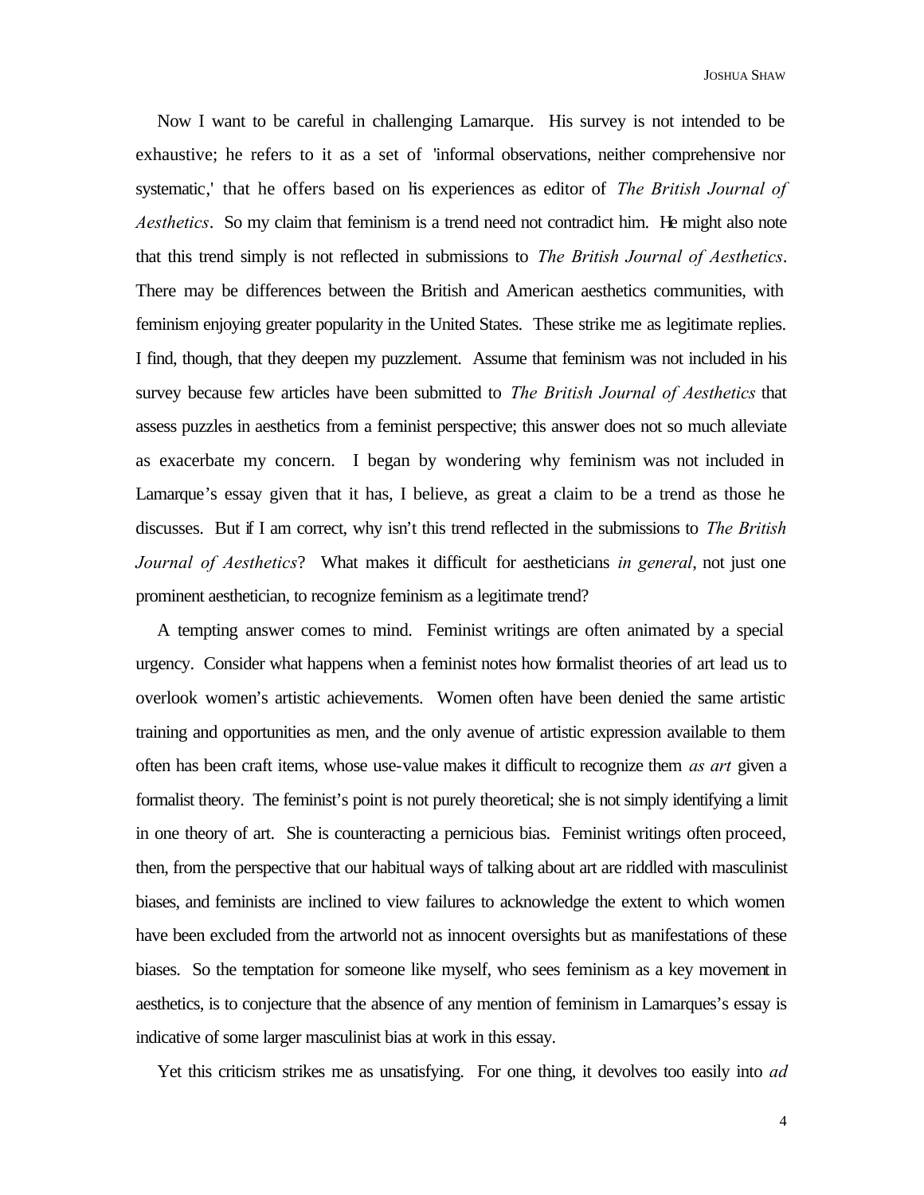Now I want to be careful in challenging Lamarque. His survey is not intended to be exhaustive; he refers to it as a set of 'informal observations, neither comprehensive nor systematic,' that he offers based on his experiences as editor of *The British Journal of Aesthetics*. So my claim that feminism is a trend need not contradict him. He might also note that this trend simply is not reflected in submissions to *The British Journal of Aesthetics*. There may be differences between the British and American aesthetics communities, with feminism enjoying greater popularity in the United States. These strike me as legitimate replies. I find, though, that they deepen my puzzlement. Assume that feminism was not included in his survey because few articles have been submitted to *The British Journal of Aesthetics* that assess puzzles in aesthetics from a feminist perspective; this answer does not so much alleviate as exacerbate my concern. I began by wondering why feminism was not included in Lamarque's essay given that it has, I believe, as great a claim to be a trend as those he discusses. But if I am correct, why isn't this trend reflected in the submissions to *The British Journal of Aesthetics*? What makes it difficult for aestheticians *in general*, not just one prominent aesthetician, to recognize feminism as a legitimate trend?

A tempting answer comes to mind. Feminist writings are often animated by a special urgency. Consider what happens when a feminist notes how formalist theories of art lead us to overlook women's artistic achievements. Women often have been denied the same artistic training and opportunities as men, and the only avenue of artistic expression available to them often has been craft items, whose use-value makes it difficult to recognize them *as art* given a formalist theory. The feminist's point is not purely theoretical; she is not simply identifying a limit in one theory of art. She is counteracting a pernicious bias. Feminist writings often proceed, then, from the perspective that our habitual ways of talking about art are riddled with masculinist biases, and feminists are inclined to view failures to acknowledge the extent to which women have been excluded from the artworld not as innocent oversights but as manifestations of these biases. So the temptation for someone like myself, who sees feminism as a key movement in aesthetics, is to conjecture that the absence of any mention of feminism in Lamarques's essay is indicative of some larger masculinist bias at work in this essay.

Yet this criticism strikes me as unsatisfying. For one thing, it devolves too easily into *ad*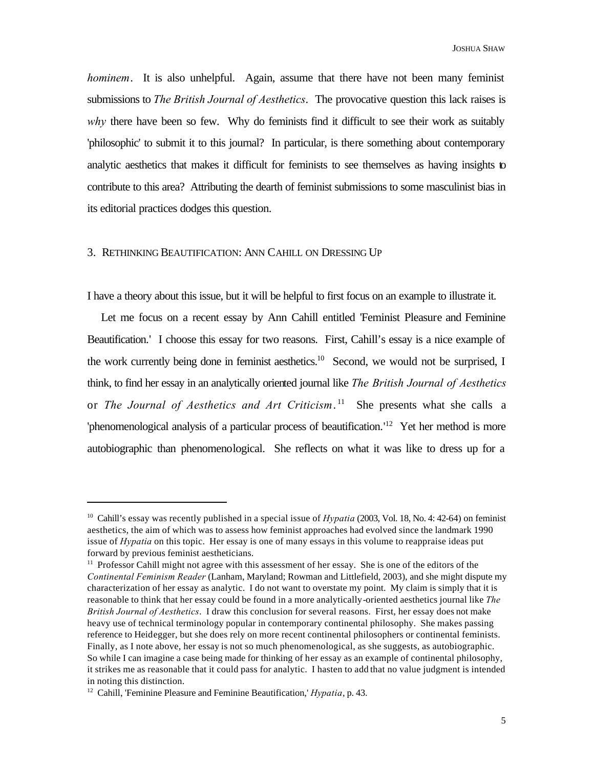*hominem*. It is also unhelpful. Again, assume that there have not been many feminist submissions to *The British Journal of Aesthetics*. The provocative question this lack raises is *why* there have been so few. Why do feminists find it difficult to see their work as suitably 'philosophic' to submit it to this journal? In particular, is there something about contemporary analytic aesthetics that makes it difficult for feminists to see themselves as having insights to contribute to this area? Attributing the dearth of feminist submissions to some masculinist bias in its editorial practices dodges this question.

## 3. Rethinking Beautification: Ann Cahill on Dressing Up

I have a theory about this issue, but it will be helpful to first focus on an example to illustrate it.

Let me focus on a recent essay by Ann Cahill entitled 'Feminist Pleasure and Feminine Beautification.' I choose this essay for two reasons. First, Cahill's essay is a nice example of the work currently being done in feminist aesthetics.[10] Second, we would not be surprised, I think, to find her essay in an analytically oriented journal like *The British Journal of Aesthetics* or *The Journal of Aesthetics and Art Criticism*.[11] She presents what she calls a 'phenomenological analysis of a particular process of beautification.'[12] Yet her method is more autobiographic than phenomenological. She reflects on what it was like to dress up for a

---

[10] Cahill's essay was recently published in a special issue of *Hypatia* (2003, Vol. 18, No. 4: 42-64) on feminist aesthetics, the aim of which was to assess how feminist approaches had evolved since the landmark 1990 issue of *Hypatia* on this topic. Her essay is one of many essays in this volume to reappraise ideas put forward by previous feminist aestheticians.

[11] Professor Cahill might not agree with this assessment of her essay. She is one of the editors of the *Continental Feminism Reader* (Lanham, Maryland; Rowman and Littlefield, 2003), and she might dispute my characterization of her essay as analytic. I do not want to overstate my point. My claim is simply that it is reasonable to think that her essay could be found in a more analytically-oriented aesthetics journal like *The British Journal of Aesthetics*. I draw this conclusion for several reasons. First, her essay does not make heavy use of technical terminology popular in contemporary continental philosophy. She makes passing reference to Heidegger, but she does rely on more recent continental philosophers or continental feminists. Finally, as I note above, her essay is not so much phenomenological, as she suggests, as autobiographic. So while I can imagine a case being made for thinking of her essay as an example of continental philosophy, it strikes me as reasonable that it could pass for analytic. I hasten to add that no value judgment is intended in noting this distinction.

[12] Cahill, 'Feminine Pleasure and Feminine Beautification,' *Hypatia*, p. 43.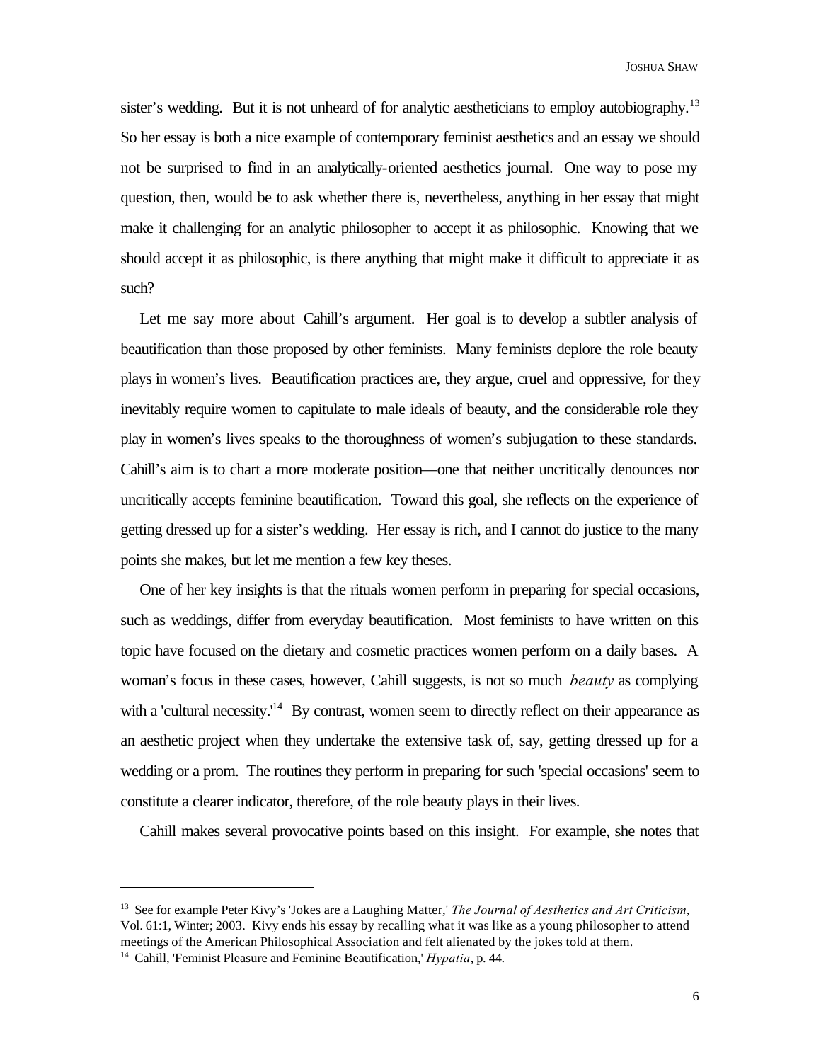sister's wedding. But it is not unheard of for analytic aestheticians to employ autobiography.[13] So her essay is both a nice example of contemporary feminist aesthetics and an essay we should not be surprised to find in an analytically-oriented aesthetics journal. One way to pose my question, then, would be to ask whether there is, nevertheless, anything in her essay that might make it challenging for an analytic philosopher to accept it as philosophic. Knowing that we should accept it as philosophic, is there anything that might make it difficult to appreciate it as such?

Let me say more about Cahill's argument. Her goal is to develop a subtler analysis of beautification than those proposed by other feminists. Many feminists deplore the role beauty plays in women's lives. Beautification practices are, they argue, cruel and oppressive, for they inevitably require women to capitulate to male ideals of beauty, and the considerable role they play in women's lives speaks to the thoroughness of women's subjugation to these standards. Cahill's aim is to chart a more moderate position—one that neither uncritically denounces nor uncritically accepts feminine beautification. Toward this goal, she reflects on the experience of getting dressed up for a sister's wedding. Her essay is rich, and I cannot do justice to the many points she makes, but let me mention a few key theses.

One of her key insights is that the rituals women perform in preparing for special occasions, such as weddings, differ from everyday beautification. Most feminists to have written on this topic have focused on the dietary and cosmetic practices women perform on a daily bases. A woman's focus in these cases, however, Cahill suggests, is not so much *beauty* as complying with a 'cultural necessity.'[14] By contrast, women seem to directly reflect on their appearance as an aesthetic project when they undertake the extensive task of, say, getting dressed up for a wedding or a prom. The routines they perform in preparing for such 'special occasions' seem to constitute a clearer indicator, therefore, of the role beauty plays in their lives.

Cahill makes several provocative points based on this insight. For example, she notes that

---

[13] See for example Peter Kivy's 'Jokes are a Laughing Matter,' *The Journal of Aesthetics and Art Criticism*, Vol. 61:1, Winter; 2003. Kivy ends his essay by recalling what it was like as a young philosopher to attend meetings of the American Philosophical Association and felt alienated by the jokes told at them.

[14] Cahill, 'Feminist Pleasure and Feminine Beautification,' *Hypatia*, p. 44.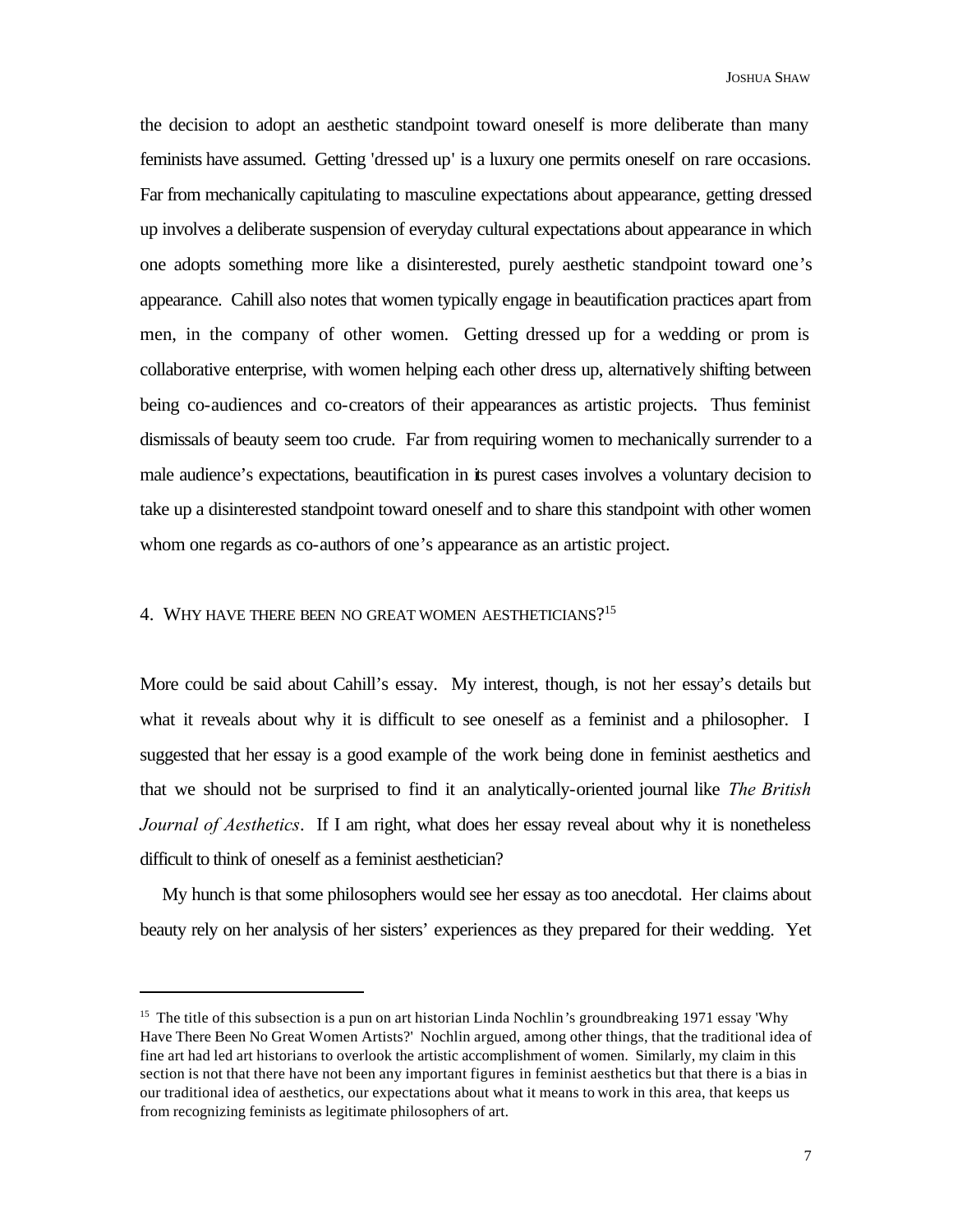the decision to adopt an aesthetic standpoint toward oneself is more deliberate than many feminists have assumed. Getting 'dressed up' is a luxury one permits oneself on rare occasions. Far from mechanically capitulating to masculine expectations about appearance, getting dressed up involves a deliberate suspension of everyday cultural expectations about appearance in which one adopts something more like a disinterested, purely aesthetic standpoint toward one's appearance. Cahill also notes that women typically engage in beautification practices apart from men, in the company of other women. Getting dressed up for a wedding or prom is collaborative enterprise, with women helping each other dress up, alternatively shifting between being co-audiences and co-creators of their appearances as artistic projects. Thus feminist dismissals of beauty seem too crude. Far from requiring women to mechanically surrender to a male audience's expectations, beautification in its purest cases involves a voluntary decision to take up a disinterested standpoint toward oneself and to share this standpoint with other women whom one regards as co-authors of one's appearance as an artistic project.

## 4. Why have there been no great women aestheticians?[15]

More could be said about Cahill's essay. My interest, though, is not her essay's details but what it reveals about why it is difficult to see oneself as a feminist and a philosopher. I suggested that her essay is a good example of the work being done in feminist aesthetics and that we should not be surprised to find it an analytically-oriented journal like *The British Journal of Aesthetics*. If I am right, what does her essay reveal about why it is nonetheless difficult to think of oneself as a feminist aesthetician?

My hunch is that some philosophers would see her essay as too anecdotal. Her claims about beauty rely on her analysis of her sisters' experiences as they prepared for their wedding. Yet

---

[15] The title of this subsection is a pun on art historian Linda Nochlin's groundbreaking 1971 essay 'Why Have There Been No Great Women Artists?' Nochlin argued, among other things, that the traditional idea of fine art had led art historians to overlook the artistic accomplishment of women. Similarly, my claim in this section is not that there have not been any important figures in feminist aesthetics but that there is a bias in our traditional idea of aesthetics, our expectations about what it means to work in this area, that keeps us from recognizing feminists as legitimate philosophers of art.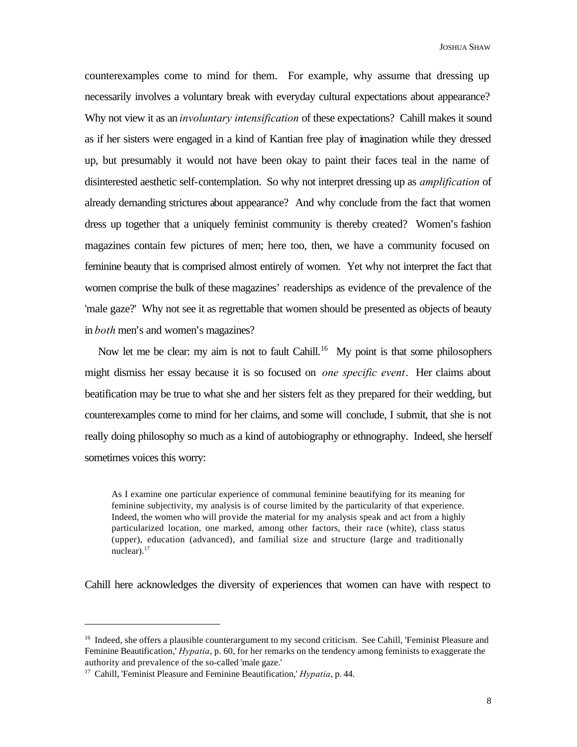counterexamples come to mind for them. For example, why assume that dressing up necessarily involves a voluntary break with everyday cultural expectations about appearance? Why not view it as an *involuntary intensification* of these expectations? Cahill makes it sound as if her sisters were engaged in a kind of Kantian free play of imagination while they dressed up, but presumably it would not have been okay to paint their faces teal in the name of disinterested aesthetic self-contemplation. So why not interpret dressing up as *amplification* of already demanding strictures about appearance? And why conclude from the fact that women dress up together that a uniquely feminist community is thereby created? Women's fashion magazines contain few pictures of men; here too, then, we have a community focused on feminine beauty that is comprised almost entirely of women. Yet why not interpret the fact that women comprise the bulk of these magazines' readerships as evidence of the prevalence of the 'male gaze?' Why not see it as regrettable that women should be presented as objects of beauty in *both* men's and women's magazines?

Now let me be clear: my aim is not to fault Cahill.[16] My point is that some philosophers might dismiss her essay because it is so focused on *one specific event*. Her claims about beatification may be true to what she and her sisters felt as they prepared for their wedding, but counterexamples come to mind for her claims, and some will conclude, I submit, that she is not really doing philosophy so much as a kind of autobiography or ethnography. Indeed, she herself sometimes voices this worry:

> As I examine one particular experience of communal feminine beautifying for its meaning for feminine subjectivity, my analysis is of course limited by the particularity of that experience. Indeed, the women who will provide the material for my analysis speak and act from a highly particularized location, one marked, among other factors, their race (white), class status (upper), education (advanced), and familial size and structure (large and traditionally nuclear).[17]

Cahill here acknowledges the diversity of experiences that women can have with respect to

---

[16] Indeed, she offers a plausible counterargument to my second criticism. See Cahill, 'Feminist Pleasure and Feminine Beautification,' *Hypatia*, p. 60, for her remarks on the tendency among feminists to exaggerate the authority and prevalence of the so-called 'male gaze.'

[17] Cahill, 'Feminist Pleasure and Feminine Beautification,' *Hypatia*, p. 44.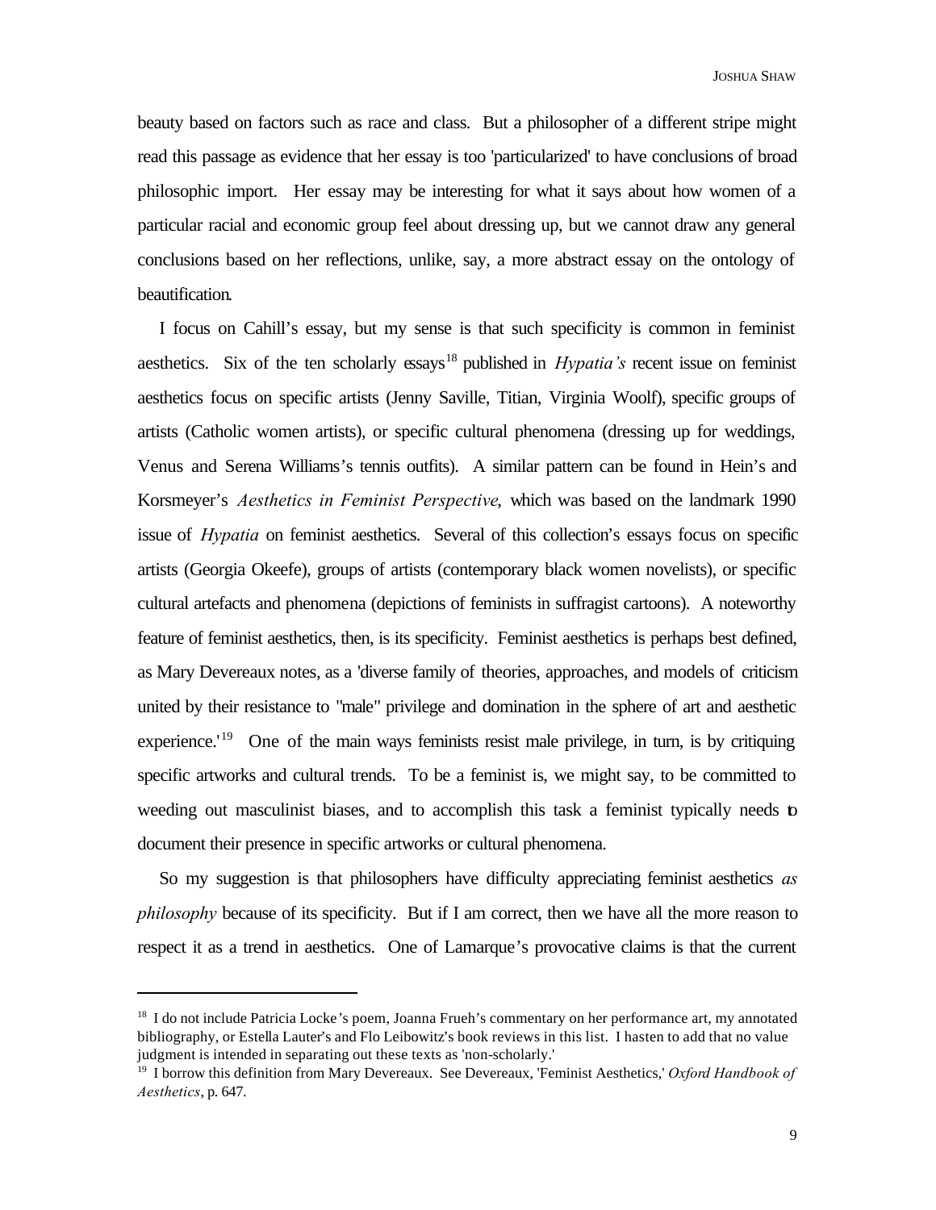beauty based on factors such as race and class. But a philosopher of a different stripe might read this passage as evidence that her essay is too 'particularized' to have conclusions of broad philosophic import. Her essay may be interesting for what it says about how women of a particular racial and economic group feel about dressing up, but we cannot draw any general conclusions based on her reflections, unlike, say, a more abstract essay on the ontology of beautification.

I focus on Cahill's essay, but my sense is that such specificity is common in feminist aesthetics. Six of the ten scholarly essays[18] published in *Hypatia's* recent issue on feminist aesthetics focus on specific artists (Jenny Saville, Titian, Virginia Woolf), specific groups of artists (Catholic women artists), or specific cultural phenomena (dressing up for weddings, Venus and Serena Williams's tennis outfits). A similar pattern can be found in Hein's and Korsmeyer's *Aesthetics in Feminist Perspective*, which was based on the landmark 1990 issue of *Hypatia* on feminist aesthetics. Several of this collection's essays focus on specific artists (Georgia Okeefe), groups of artists (contemporary black women novelists), or specific cultural artefacts and phenomena (depictions of feminists in suffragist cartoons). A noteworthy feature of feminist aesthetics, then, is its specificity. Feminist aesthetics is perhaps best defined, as Mary Devereaux notes, as a 'diverse family of theories, approaches, and models of criticism united by their resistance to "male" privilege and domination in the sphere of art and aesthetic experience.'[19] One of the main ways feminists resist male privilege, in turn, is by critiquing specific artworks and cultural trends. To be a feminist is, we might say, to be committed to weeding out masculinist biases, and to accomplish this task a feminist typically needs to document their presence in specific artworks or cultural phenomena.

So my suggestion is that philosophers have difficulty appreciating feminist aesthetics *as philosophy* because of its specificity. But if I am correct, then we have all the more reason to respect it as a trend in aesthetics. One of Lamarque's provocative claims is that the current

---

[18] I do not include Patricia Locke's poem, Joanna Frueh's commentary on her performance art, my annotated bibliography, or Estella Lauter's and Flo Leibowitz's book reviews in this list. I hasten to add that no value judgment is intended in separating out these texts as 'non-scholarly.'

[19] I borrow this definition from Mary Devereaux. See Devereaux, 'Feminist Aesthetics,' *Oxford Handbook of Aesthetics*, p. 647.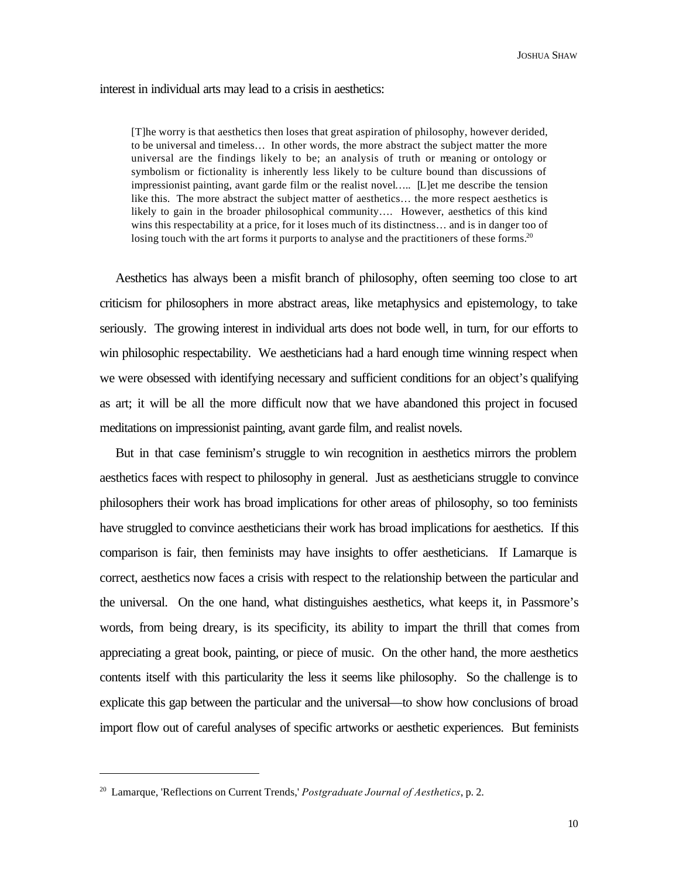interest in individual arts may lead to a crisis in aesthetics:

> [T]he worry is that aesthetics then loses that great aspiration of philosophy, however derided, to be universal and timeless… In other words, the more abstract the subject matter the more universal are the findings likely to be; an analysis of truth or meaning or ontology or symbolism or fictionality is inherently less likely to be culture bound than discussions of impressionist painting, avant garde film or the realist novel….. [L]et me describe the tension like this. The more abstract the subject matter of aesthetics… the more respect aesthetics is likely to gain in the broader philosophical community…. However, aesthetics of this kind wins this respectability at a price, for it loses much of its distinctness… and is in danger too of losing touch with the art forms it purports to analyse and the practitioners of these forms.[20]

Aesthetics has always been a misfit branch of philosophy, often seeming too close to art criticism for philosophers in more abstract areas, like metaphysics and epistemology, to take seriously. The growing interest in individual arts does not bode well, in turn, for our efforts to win philosophic respectability. We aestheticians had a hard enough time winning respect when we were obsessed with identifying necessary and sufficient conditions for an object's qualifying as art; it will be all the more difficult now that we have abandoned this project in focused meditations on impressionist painting, avant garde film, and realist novels.

But in that case feminism's struggle to win recognition in aesthetics mirrors the problem aesthetics faces with respect to philosophy in general. Just as aestheticians struggle to convince philosophers their work has broad implications for other areas of philosophy, so too feminists have struggled to convince aestheticians their work has broad implications for aesthetics. If this comparison is fair, then feminists may have insights to offer aestheticians. If Lamarque is correct, aesthetics now faces a crisis with respect to the relationship between the particular and the universal. On the one hand, what distinguishes aesthetics, what keeps it, in Passmore's words, from being dreary, is its specificity, its ability to impart the thrill that comes from appreciating a great book, painting, or piece of music. On the other hand, the more aesthetics contents itself with this particularity the less it seems like philosophy. So the challenge is to explicate this gap between the particular and the universal—to show how conclusions of broad import flow out of careful analyses of specific artworks or aesthetic experiences. But feminists

---

[20] Lamarque, 'Reflections on Current Trends,' *Postgraduate Journal of Aesthetics*, p. 2.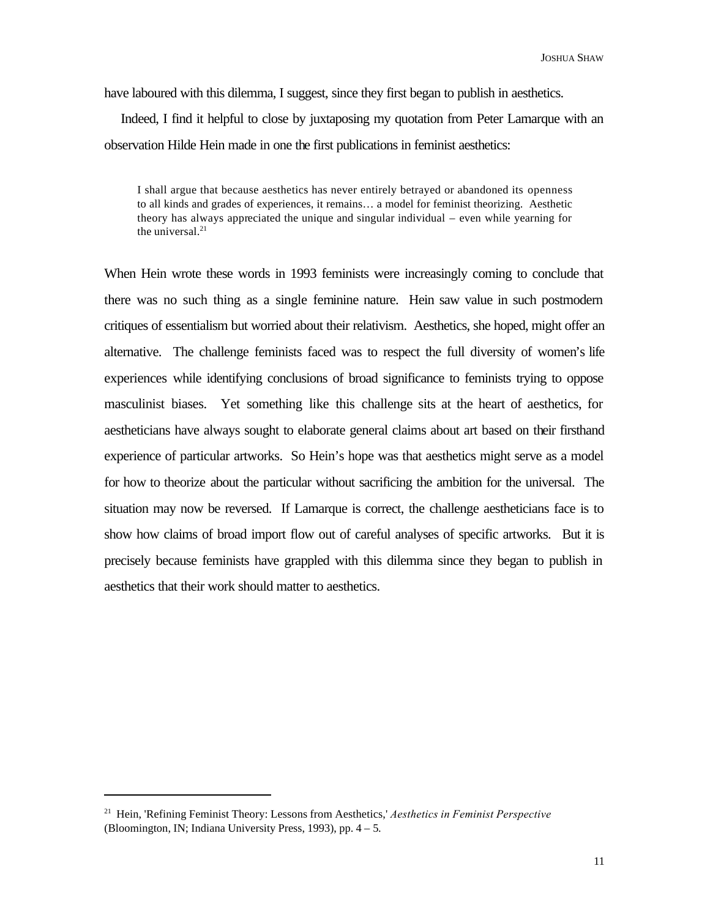have laboured with this dilemma, I suggest, since they first began to publish in aesthetics.

Indeed, I find it helpful to close by juxtaposing my quotation from Peter Lamarque with an observation Hilde Hein made in one the first publications in feminist aesthetics:

> I shall argue that because aesthetics has never entirely betrayed or abandoned its openness to all kinds and grades of experiences, it remains… a model for feminist theorizing. Aesthetic theory has always appreciated the unique and singular individual – even while yearning for the universal.[21]

When Hein wrote these words in 1993 feminists were increasingly coming to conclude that there was no such thing as a single feminine nature. Hein saw value in such postmodern critiques of essentialism but worried about their relativism. Aesthetics, she hoped, might offer an alternative. The challenge feminists faced was to respect the full diversity of women's life experiences while identifying conclusions of broad significance to feminists trying to oppose masculinist biases. Yet something like this challenge sits at the heart of aesthetics, for aestheticians have always sought to elaborate general claims about art based on their firsthand experience of particular artworks. So Hein's hope was that aesthetics might serve as a model for how to theorize about the particular without sacrificing the ambition for the universal. The situation may now be reversed. If Lamarque is correct, the challenge aestheticians face is to show how claims of broad import flow out of careful analyses of specific artworks. But it is precisely because feminists have grappled with this dilemma since they began to publish in aesthetics that their work should matter to aesthetics.

---

[21] Hein, 'Refining Feminist Theory: Lessons from Aesthetics,' *Aesthetics in Feminist Perspective* (Bloomington, IN; Indiana University Press, 1993), pp. 4 – 5.